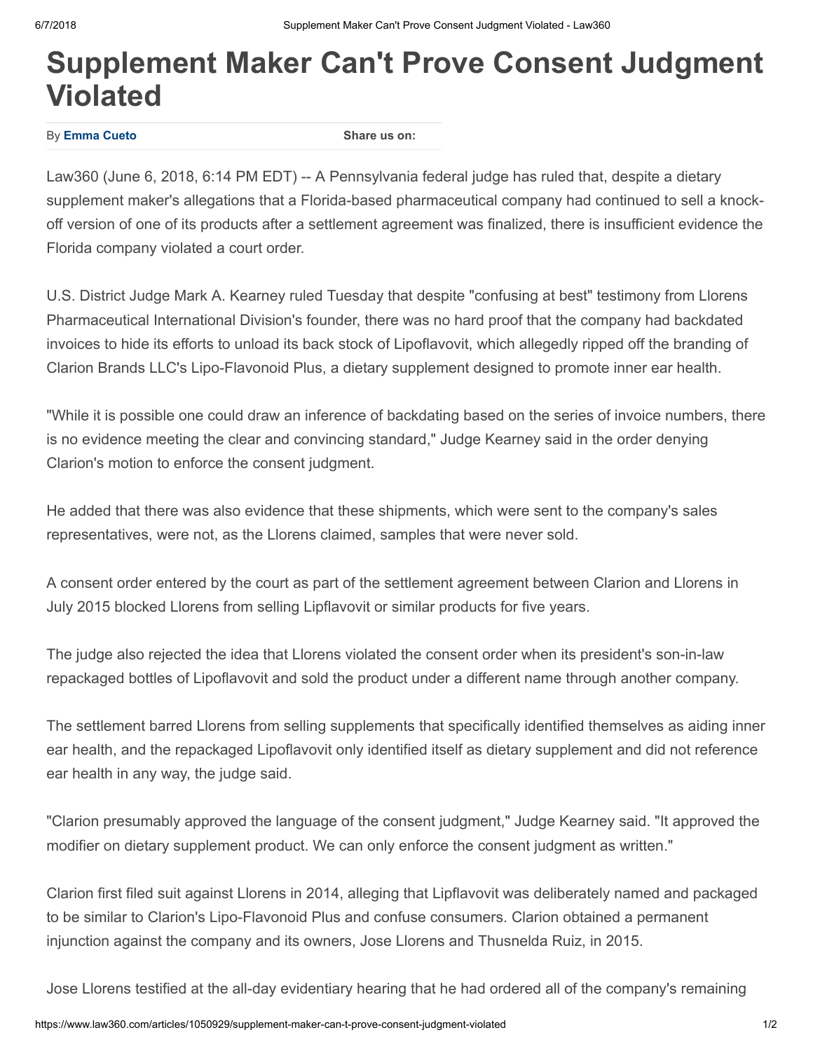# Supplement Maker Can't Prove Consent Judgment Violated

By **Emma Cueto** **Share us on:**

Law360 (June 6, 2018, 6:14 PM EDT) -- A Pennsylvania federal judge has ruled that, despite a dietary supplement maker's allegations that a Florida-based pharmaceutical company had continued to sell a knock-off version of one of its products after a settlement agreement was finalized, there is insufficient evidence the Florida company violated a court order.

U.S. District Judge Mark A. Kearney ruled Tuesday that despite "confusing at best" testimony from Llorens Pharmaceutical International Division's founder, there was no hard proof that the company had backdated invoices to hide its efforts to unload its back stock of Lipoflavovit, which allegedly ripped off the branding of Clarion Brands LLC's Lipo-Flavonoid Plus, a dietary supplement designed to promote inner ear health.

"While it is possible one could draw an inference of backdating based on the series of invoice numbers, there is no evidence meeting the clear and convincing standard," Judge Kearney said in the order denying Clarion's motion to enforce the consent judgment.

He added that there was also evidence that these shipments, which were sent to the company's sales representatives, were not, as the Llorens claimed, samples that were never sold.

A consent order entered by the court as part of the settlement agreement between Clarion and Llorens in July 2015 blocked Llorens from selling Lipflavovit or similar products for five years.

The judge also rejected the idea that Llorens violated the consent order when its president's son-in-law repackaged bottles of Lipoflavovit and sold the product under a different name through another company.

The settlement barred Llorens from selling supplements that specifically identified themselves as aiding inner ear health, and the repackaged Lipoflavovit only identified itself as dietary supplement and did not reference ear health in any way, the judge said.

"Clarion presumably approved the language of the consent judgment," Judge Kearney said. "It approved the modifier on dietary supplement product. We can only enforce the consent judgment as written."

Clarion first filed suit against Llorens in 2014, alleging that Lipflavovit was deliberately named and packaged to be similar to Clarion's Lipo-Flavonoid Plus and confuse consumers. Clarion obtained a permanent injunction against the company and its owners, Jose Llorens and Thusnelda Ruiz, in 2015.

Jose Llorens testified at the all-day evidentiary hearing that he had ordered all of the company's remaining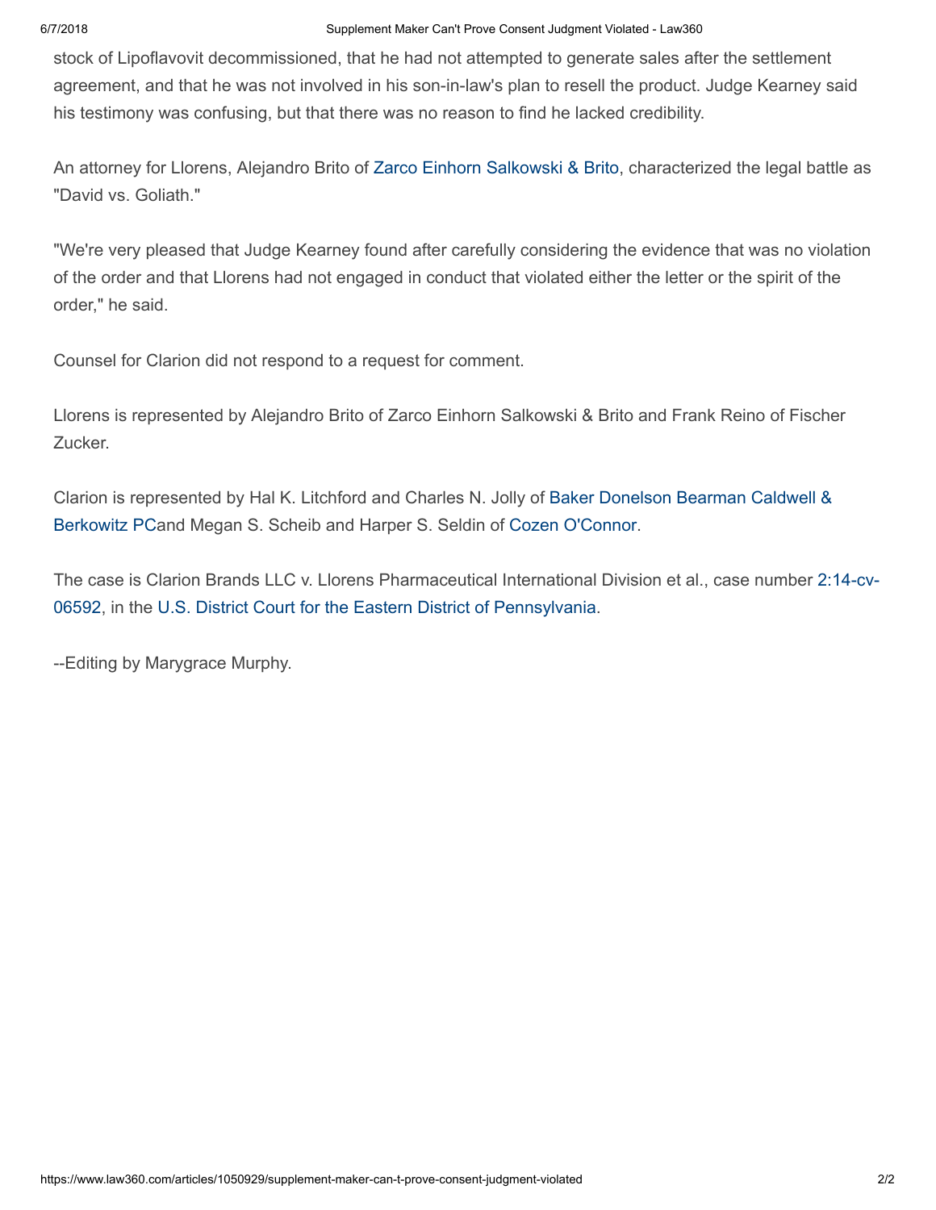stock of Lipoflavovit decommissioned, that he had not attempted to generate sales after the settlement agreement, and that he was not involved in his son-in-law's plan to resell the product. Judge Kearney said his testimony was confusing, but that there was no reason to find he lacked credibility.

An attorney for Llorens, Alejandro Brito of Zarco Einhorn Salkowski & Brito, characterized the legal battle as "David vs. Goliath."

"We're very pleased that Judge Kearney found after carefully considering the evidence that was no violation of the order and that Llorens had not engaged in conduct that violated either the letter or the spirit of the order," he said.

Counsel for Clarion did not respond to a request for comment.

Llorens is represented by Alejandro Brito of Zarco Einhorn Salkowski & Brito and Frank Reino of Fischer Zucker.

Clarion is represented by Hal K. Litchford and Charles N. Jolly of Baker Donelson Bearman Caldwell & Berkowitz PCand Megan S. Scheib and Harper S. Seldin of Cozen O'Connor.

The case is Clarion Brands LLC v. Llorens Pharmaceutical International Division et al., case number 2:14-cv-06592, in the U.S. District Court for the Eastern District of Pennsylvania.

--Editing by Marygrace Murphy.